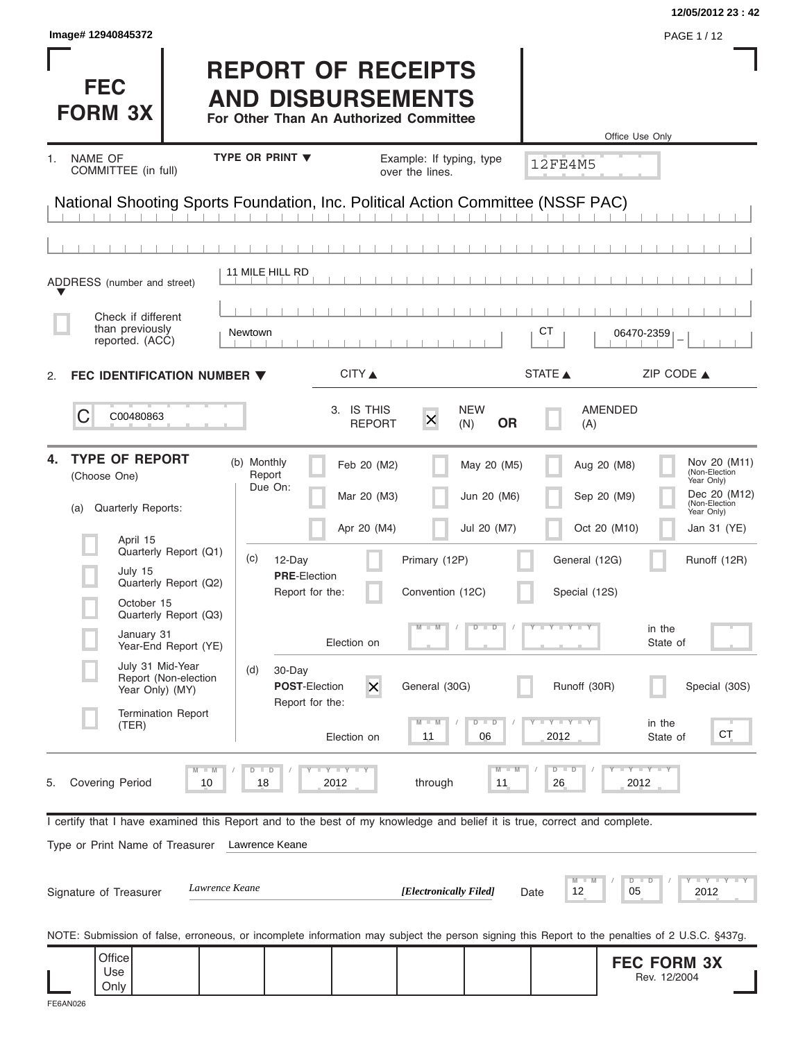Image# 12940845372

12/05/2012 23 : 42

# FEC FORM 3X

# REPORT OF RECEIPTS AND DISBURSEMENTS

**For Other Than An Authorized Committee**

Office Use Only

12FE4M5

1. NAME OF COMMITTEE (in full) TYPE OR PRINT ▼ Example: If typing, type over the lines.

National Shooting Sports Foundation, Inc. Political Action Committee (NSSF PAC)

ADDRESS (number and street): 11 MILE HILL RD

☐ Check if different than previously reported. (ACC)

| CITY | STATE | ZIP CODE |
|---|---|---|
| Newtown | CT | 06470-2359 |

2. **FEC IDENTIFICATION NUMBER ▼** C00480863

3. IS THIS REPORT [X] NEW (N) **OR** [ ] AMENDED (A)

4. **TYPE OF REPORT** (Choose One)

(a) Quarterly Reports:

- [ ] April 15 Quarterly Report (Q1)
- [ ] July 15 Quarterly Report (Q2)
- [ ] October 15 Quarterly Report (Q3)
- [ ] January 31 Year-End Report (YE)
- [ ] July 31 Mid-Year Report (Non-election Year Only) (MY)
- [ ] Termination Report (TER)

(b) Monthly Report Due On:

- [ ] Feb 20 (M2)
- [ ] Mar 20 (M3)
- [ ] Apr 20 (M4)
- [ ] May 20 (M5)
- [ ] Jun 20 (M6)
- [ ] Jul 20 (M7)
- [ ] Aug 20 (M8)
- [ ] Sep 20 (M9)
- [ ] Oct 20 (M10)
- [ ] Nov 20 (M11) (Non-Election Year Only)
- [ ] Dec 20 (M12) (Non-Election Year Only)
- [ ] Jan 31 (YE)

(c) 12-Day **PRE**-Election Report for the:

- [ ] Primary (12P)
- [ ] General (12G)
- [ ] Runoff (12R)
- [ ] Convention (12C)
- [ ] Special (12S)

Election on ___ in the State of ___

(d) 30-Day **POST**-Election Report for the:

- [X] General (30G)
- [ ] Runoff (30R)
- [ ] Special (30S)

Election on 11 / 06 / 2012 in the State of CT

5. Covering Period 10 / 18 / 2012 through 11 / 26 / 2012

I certify that I have examined this Report and to the best of my knowledge and belief it is true, correct and complete.

Type or Print Name of Treasurer: Lawrence Keane

Signature of Treasurer: *Lawrence Keane* ***[Electronically Filed]*** Date 12 / 05 / 2012

NOTE: Submission of false, erroneous, or incomplete information may subject the person signing this Report to the penalties of 2 U.S.C. §437g.

Office Use Only

**FEC FORM 3X**
Rev. 12/2004

FE6AN026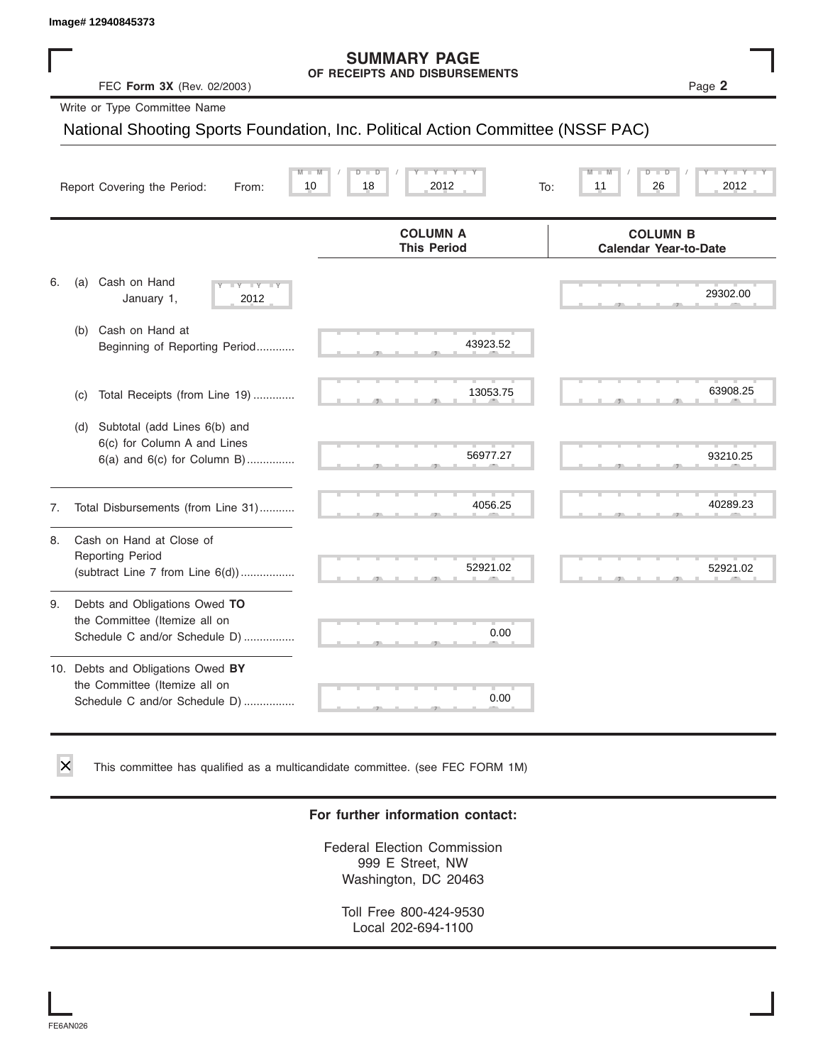Image# 12940845373

# SUMMARY PAGE
## OF RECEIPTS AND DISBURSEMENTS

FEC **Form 3X** (Rev. 02/2003) Page **2**

Write or Type Committee Name

National Shooting Sports Foundation, Inc. Political Action Committee (NSSF PAC)

Report Covering the Period: From: 10 / 18 / 2012 To: 11 / 26 / 2012

| | COLUMN A This Period | COLUMN B Calendar Year-to-Date |
|---|---|---|
| 6. (a) Cash on Hand January 1, 2012 | | 29302.00 |
| (b) Cash on Hand at Beginning of Reporting Period | 43923.52 | |
| (c) Total Receipts (from Line 19) | 13053.75 | 63908.25 |
| (d) Subtotal (add Lines 6(b) and 6(c) for Column A and Lines 6(a) and 6(c) for Column B) | 56977.27 | 93210.25 |
| 7. Total Disbursements (from Line 31) | 4056.25 | 40289.23 |
| 8. Cash on Hand at Close of Reporting Period (subtract Line 7 from Line 6(d)) | 52921.02 | 52921.02 |
| 9. Debts and Obligations Owed **TO** the Committee (Itemize all on Schedule C and/or Schedule D) | 0.00 | |
| 10. Debts and Obligations Owed **BY** the Committee (Itemize all on Schedule C and/or Schedule D) | 0.00 | |

☒ This committee has qualified as a multicandidate committee. (see FEC FORM 1M)

**For further information contact:**

Federal Election Commission
999 E Street, NW
Washington, DC 20463

Toll Free 800-424-9530
Local 202-694-1100

FE6AN026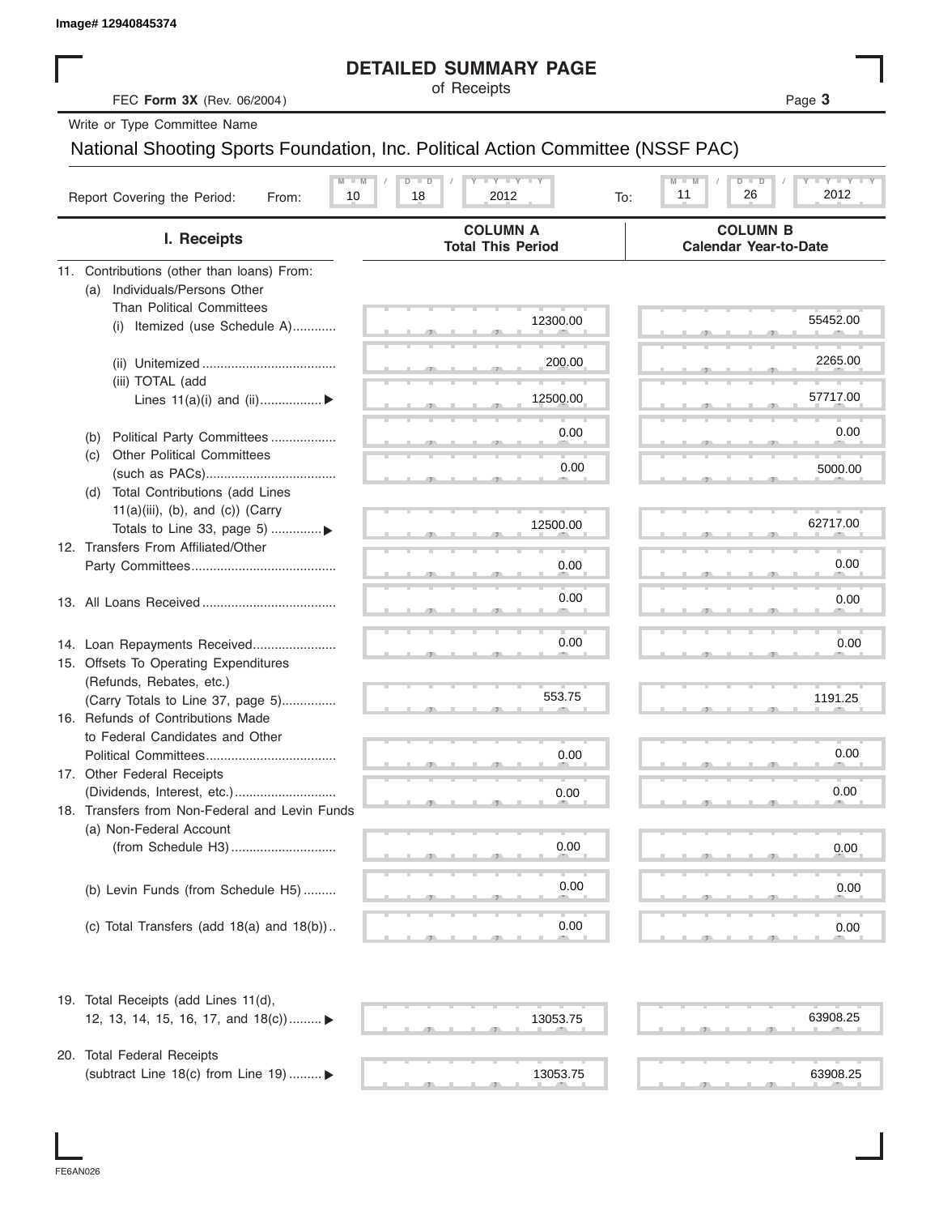Image# 12940845374

# DETAILED SUMMARY PAGE

of Receipts

FEC **Form 3X** (Rev. 06/2004)

Write or Type Committee Name

National Shooting Sports Foundation, Inc. Political Action Committee (NSSF PAC)

Report Covering the Period: From: 10 / 18 / 2012 To: 11 / 26 / 2012

| I. Receipts | COLUMN A Total This Period | COLUMN B Calendar Year-to-Date |
|---|---|---|
| 11. Contributions (other than loans) From: | | |
| (a) Individuals/Persons Other Than Political Committees | | |
| (i) Itemized (use Schedule A) | 12300.00 | 55452.00 |
| (ii) Unitemized | 200.00 | 2265.00 |
| (iii) TOTAL (add Lines 11(a)(i) and (ii) ▶ | 12500.00 | 57717.00 |
| (b) Political Party Committees | 0.00 | 0.00 |
| (c) Other Political Committees (such as PACs) | 0.00 | 5000.00 |
| (d) Total Contributions (add Lines 11(a)(iii), (b), and (c)) (Carry Totals to Line 33, page 5) ▶ | 12500.00 | 62717.00 |
| 12. Transfers From Affiliated/Other Party Committees | 0.00 | 0.00 |
| 13. All Loans Received | 0.00 | 0.00 |
| 14. Loan Repayments Received | 0.00 | 0.00 |
| 15. Offsets To Operating Expenditures (Refunds, Rebates, etc.) (Carry Totals to Line 37, page 5) | 553.75 | 1191.25 |
| 16. Refunds of Contributions Made to Federal Candidates and Other Political Committees | 0.00 | 0.00 |
| 17. Other Federal Receipts (Dividends, Interest, etc.) | 0.00 | 0.00 |
| 18. Transfers from Non-Federal and Levin Funds | | |
| (a) Non-Federal Account (from Schedule H3) | 0.00 | 0.00 |
| (b) Levin Funds (from Schedule H5) | 0.00 | 0.00 |
| (c) Total Transfers (add 18(a) and 18(b)) | 0.00 | 0.00 |
| 19. Total Receipts (add Lines 11(d), 12, 13, 14, 15, 16, 17, and 18(c)) ▶ | 13053.75 | 63908.25 |
| 20. Total Federal Receipts (subtract Line 18(c) from Line 19) ▶ | 13053.75 | 63908.25 |

FE6AN026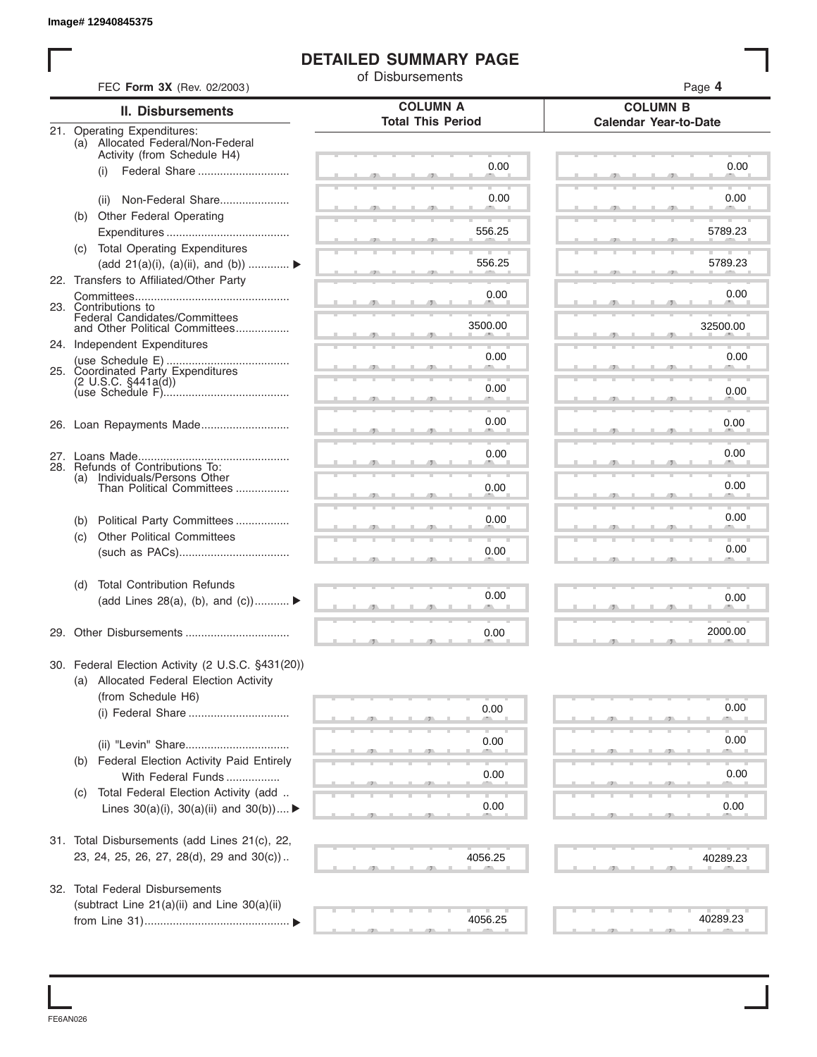Image# 12940845375

# DETAILED SUMMARY PAGE

of Disbursements

FEC **Form 3X** (Rev. 02/2003)

| II. Disbursements | COLUMN A Total This Period | COLUMN B Calendar Year-to-Date |
|---|---|---|
| 21. Operating Expenditures: | | |
| (a) Allocated Federal/Non-Federal Activity (from Schedule H4) | | |
| (i) Federal Share | 0.00 | 0.00 |
| (ii) Non-Federal Share | 0.00 | 0.00 |
| (b) Other Federal Operating Expenditures | 556.25 | 5789.23 |
| (c) Total Operating Expenditures (add 21(a)(i), (a)(ii), and (b)) ▶ | 556.25 | 5789.23 |
| 22. Transfers to Affiliated/Other Party Committees | 0.00 | 0.00 |
| 23. Contributions to Federal Candidates/Committees and Other Political Committees | 3500.00 | 32500.00 |
| 24. Independent Expenditures (use Schedule E) | 0.00 | 0.00 |
| 25. Coordinated Party Expenditures (2 U.S.C. §441a(d)) (use Schedule F) | 0.00 | 0.00 |
| 26. Loan Repayments Made | 0.00 | 0.00 |
| 27. Loans Made | 0.00 | 0.00 |
| 28. Refunds of Contributions To: | | |
| (a) Individuals/Persons Other Than Political Committees | 0.00 | 0.00 |
| (b) Political Party Committees | 0.00 | 0.00 |
| (c) Other Political Committees (such as PACs) | 0.00 | 0.00 |
| (d) Total Contribution Refunds (add Lines 28(a), (b), and (c)) ▶ | 0.00 | 0.00 |
| 29. Other Disbursements | 0.00 | 2000.00 |
| 30. Federal Election Activity (2 U.S.C. §431(20)) | | |
| (a) Allocated Federal Election Activity (from Schedule H6) | | |
| (i) Federal Share | 0.00 | 0.00 |
| (ii) "Levin" Share | 0.00 | 0.00 |
| (b) Federal Election Activity Paid Entirely With Federal Funds | 0.00 | 0.00 |
| (c) Total Federal Election Activity (add Lines 30(a)(i), 30(a)(ii) and 30(b)) ▶ | 0.00 | 0.00 |
| 31. Total Disbursements (add Lines 21(c), 22, 23, 24, 25, 26, 27, 28(d), 29 and 30(c)) | 4056.25 | 40289.23 |
| 32. Total Federal Disbursements (subtract Line 21(a)(ii) and Line 30(a)(ii) from Line 31) ▶ | 4056.25 | 40289.23 |

FE6AN026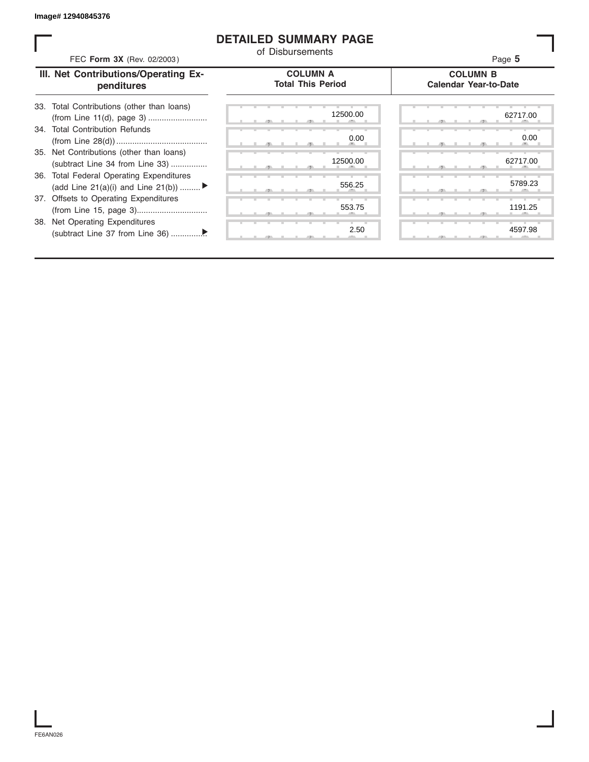Image# 12940845376

# DETAILED SUMMARY PAGE

of Disbursements

FEC **Form 3X** (Rev. 02/2003)

| III. Net Contributions/Operating Expenditures | COLUMN A Total This Period | COLUMN B Calendar Year-to-Date |
|---|---|---|
| 33. Total Contributions (other than loans) (from Line 11(d), page 3) | 12500.00 | 62717.00 |
| 34. Total Contribution Refunds (from Line 28(d)) | 0.00 | 0.00 |
| 35. Net Contributions (other than loans) (subtract Line 34 from Line 33) | 12500.00 | 62717.00 |
| 36. Total Federal Operating Expenditures (add Line 21(a)(i) and Line 21(b)) ▶ | 556.25 | 5789.23 |
| 37. Offsets to Operating Expenditures (from Line 15, page 3) | 553.75 | 1191.25 |
| 38. Net Operating Expenditures (subtract Line 37 from Line 36) ▶ | 2.50 | 4597.98 |

FE6AN026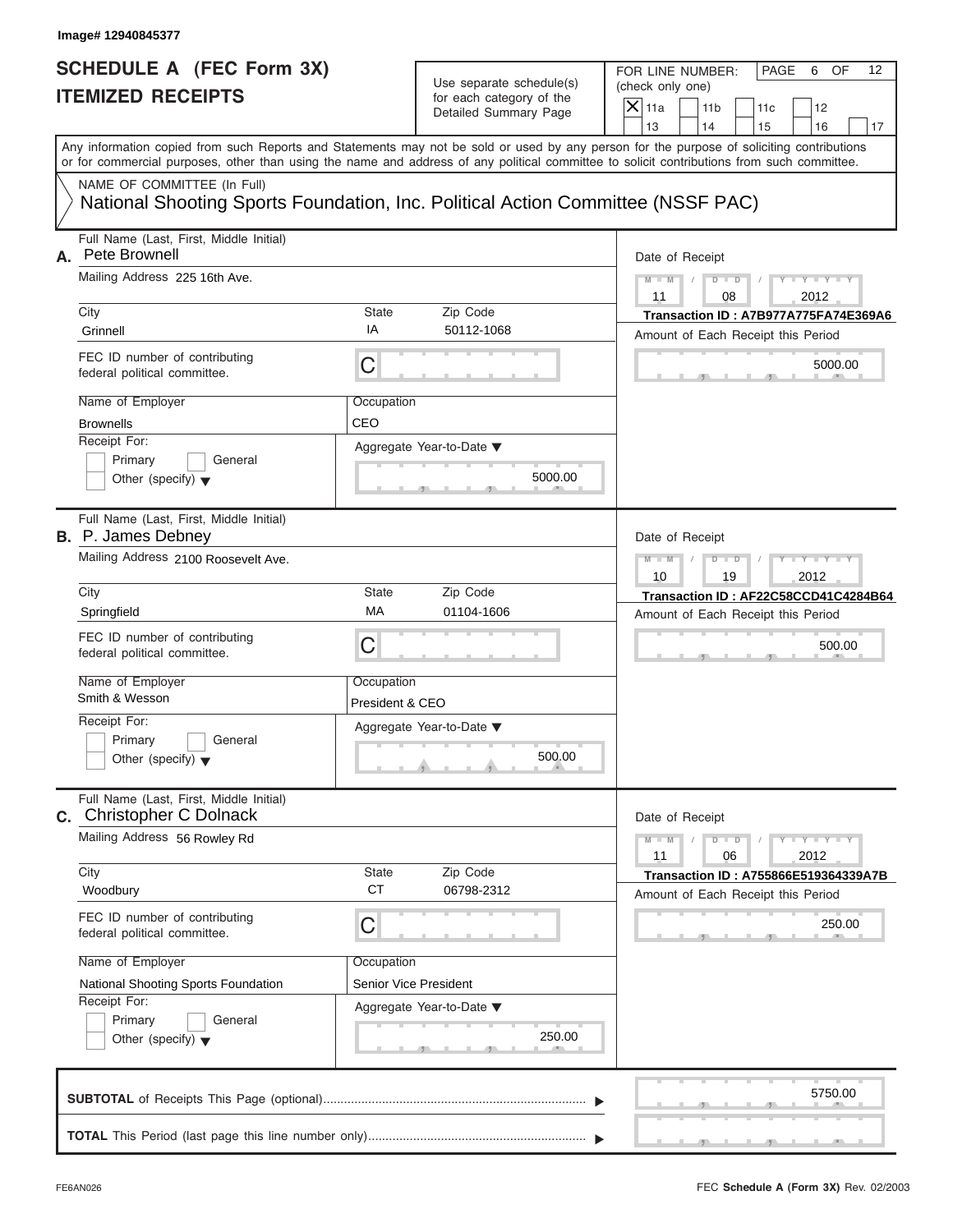Image# 12940845377

# SCHEDULE A (FEC Form 3X)
## ITEMIZED RECEIPTS

Use separate schedule(s) for each category of the Detailed Summary Page

FOR LINE NUMBER: (check only one)

- [X] 11a
- [ ] 11b
- [ ] 11c
- [ ] 12
- [ ] 13
- [ ] 14
- [ ] 15
- [ ] 16
- [ ] 17

Any information copied from such Reports and Statements may not be sold or used by any person for the purpose of soliciting contributions or for commercial purposes, other than using the name and address of any political committee to solicit contributions from such committee.

NAME OF COMMITTEE (In Full)
National Shooting Sports Foundation, Inc. Political Action Committee (NSSF PAC)

---

**A.** Full Name (Last, First, Middle Initial): Pete Brownell

Mailing Address: 225 16th Ave.

| City | State | Zip Code |
|---|---|---|
| Grinnell | IA | 50112-1068 |

FEC ID number of contributing federal political committee: C

Name of Employer: Brownells

Occupation: CEO

Receipt For: Primary / General / Other (specify)

Aggregate Year-to-Date: 5000.00

Date of Receipt: 11 / 08 / 2012

Transaction ID : A7B977A775FA74E369A6

Amount of Each Receipt this Period: 5000.00

---

**B.** Full Name (Last, First, Middle Initial): P. James Debney

Mailing Address: 2100 Roosevelt Ave.

| City | State | Zip Code |
|---|---|---|
| Springfield | MA | 01104-1606 |

FEC ID number of contributing federal political committee: C

Name of Employer: Smith & Wesson

Occupation: President & CEO

Receipt For: Primary / General / Other (specify)

Aggregate Year-to-Date: 500.00

Date of Receipt: 10 / 19 / 2012

Transaction ID : AF22C58CCD41C4284B64

Amount of Each Receipt this Period: 500.00

---

**C.** Full Name (Last, First, Middle Initial): Christopher C Dolnack

Mailing Address: 56 Rowley Rd

| City | State | Zip Code |
|---|---|---|
| Woodbury | CT | 06798-2312 |

FEC ID number of contributing federal political committee: C

Name of Employer: National Shooting Sports Foundation

Occupation: Senior Vice President

Receipt For: Primary / General / Other (specify)

Aggregate Year-to-Date: 250.00

Date of Receipt: 11 / 06 / 2012

Transaction ID : A755866E519364339A7B

Amount of Each Receipt this Period: 250.00

---

**SUBTOTAL** of Receipts This Page (optional): 5750.00

**TOTAL** This Period (last page this line number only):

FE6AN026

FEC **Schedule A** (Form 3X) Rev. 02/2003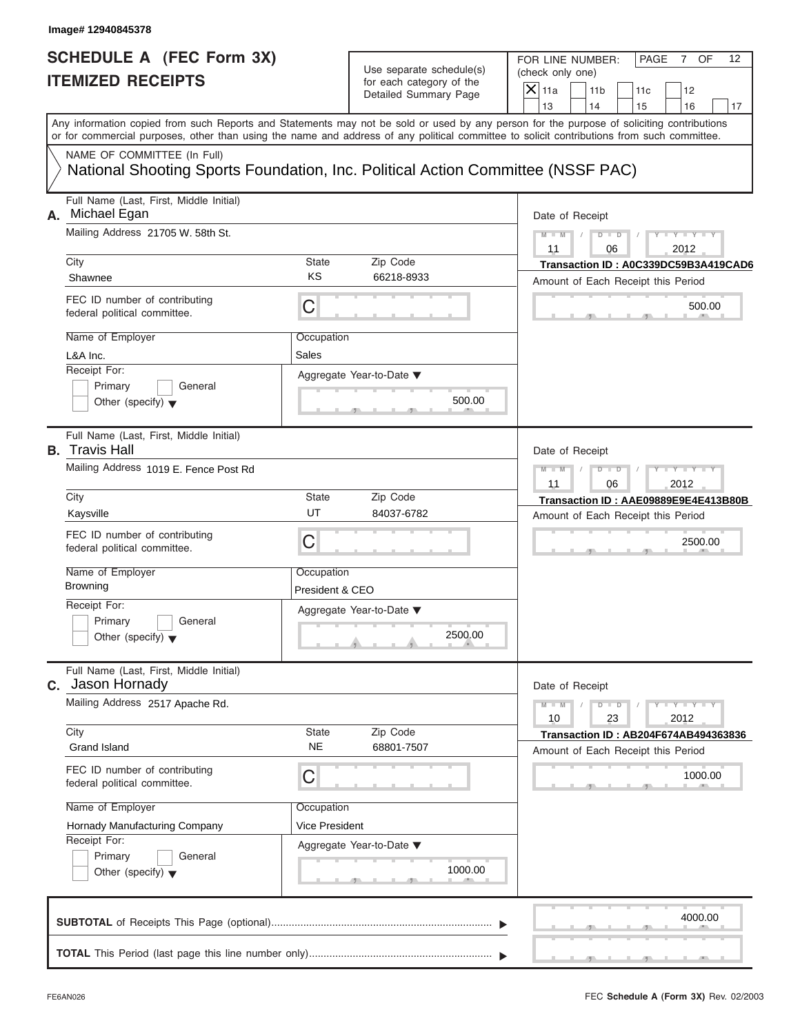Image# 12940845378

# SCHEDULE A (FEC Form 3X)
# ITEMIZED RECEIPTS

Use separate schedule(s) for each category of the Detailed Summary Page

FOR LINE NUMBER: (check only one)

- [X] 11a
- [ ] 11b
- [ ] 11c
- [ ] 12
- [ ] 13
- [ ] 14
- [ ] 15
- [ ] 16
- [ ] 17

Any information copied from such Reports and Statements may not be sold or used by any person for the purpose of soliciting contributions or for commercial purposes, other than using the name and address of any political committee to solicit contributions from such committee.

NAME OF COMMITTEE (In Full)
National Shooting Sports Foundation, Inc. Political Action Committee (NSSF PAC)

---

**A.** Full Name (Last, First, Middle Initial): Michael Egan

Mailing Address: 21705 W. 58th St.

| City | State | Zip Code |
|---|---|---|
| Shawnee | KS | 66218-8933 |

FEC ID number of contributing federal political committee: C

Name of Employer: L&A Inc.

Occupation: Sales

Receipt For: [ ] Primary [ ] General [ ] Other (specify)

Aggregate Year-to-Date: 500.00

Date of Receipt: 11 / 06 / 2012

Transaction ID : A0C339DC59B3A419CAD6

Amount of Each Receipt this Period: 500.00

---

**B.** Full Name (Last, First, Middle Initial): Travis Hall

Mailing Address: 1019 E. Fence Post Rd

| City | State | Zip Code |
|---|---|---|
| Kaysville | UT | 84037-6782 |

FEC ID number of contributing federal political committee: C

Name of Employer: Browning

Occupation: President & CEO

Receipt For: [ ] Primary [ ] General [ ] Other (specify)

Aggregate Year-to-Date: 2500.00

Date of Receipt: 11 / 06 / 2012

Transaction ID : AAE09889E9E4E413B80B

Amount of Each Receipt this Period: 2500.00

---

**C.** Full Name (Last, First, Middle Initial): Jason Hornady

Mailing Address: 2517 Apache Rd.

| City | State | Zip Code |
|---|---|---|
| Grand Island | NE | 68801-7507 |

FEC ID number of contributing federal political committee: C

Name of Employer: Hornady Manufacturing Company

Occupation: Vice President

Receipt For: [ ] Primary [ ] General [ ] Other (specify)

Aggregate Year-to-Date: 1000.00

Date of Receipt: 10 / 23 / 2012

Transaction ID : AB204F674AB494363836

Amount of Each Receipt this Period: 1000.00

---

**SUBTOTAL** of Receipts This Page (optional): 4000.00

**TOTAL** This Period (last page this line number only):

FE6AN026

FEC **Schedule A** (Form 3X) Rev. 02/2003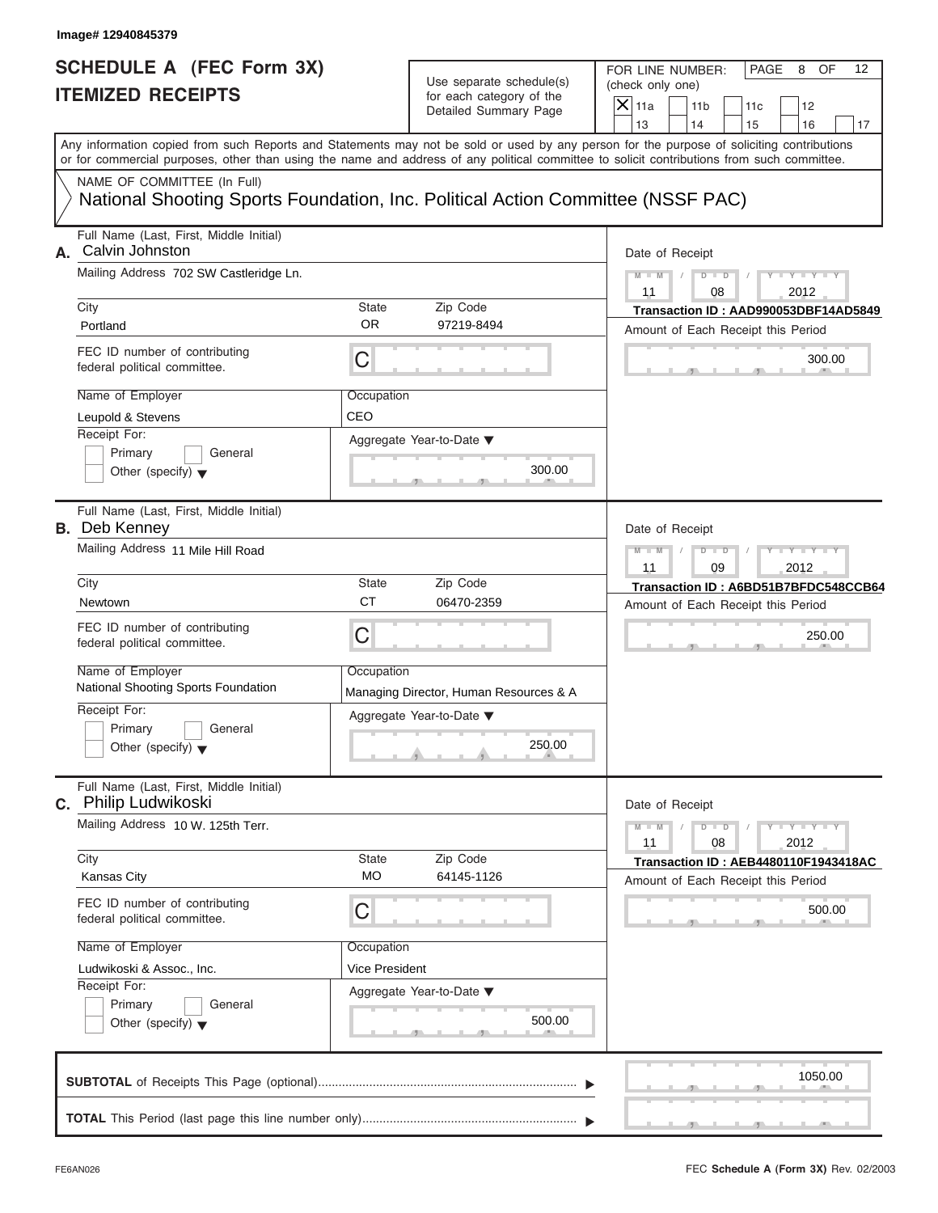Image# 12940845379

# SCHEDULE A (FEC Form 3X) ITEMIZED RECEIPTS

Use separate schedule(s) for each category of the Detailed Summary Page

FOR LINE NUMBER: (check only one)

- [X] 11a
- [ ] 11b
- [ ] 11c
- [ ] 12
- [ ] 13
- [ ] 14
- [ ] 15
- [ ] 16
- [ ] 17

PAGE 8 OF 12

Any information copied from such Reports and Statements may not be sold or used by any person for the purpose of soliciting contributions or for commercial purposes, other than using the name and address of any political committee to solicit contributions from such committee.

NAME OF COMMITTEE (In Full)

National Shooting Sports Foundation, Inc. Political Action Committee (NSSF PAC)

---

**A.** Full Name (Last, First, Middle Initial): Calvin Johnston

Mailing Address: 702 SW Castleridge Ln.

City: Portland | State: OR | Zip Code: 97219-8494

FEC ID number of contributing federal political committee: C

Name of Employer: Leupold & Stevens

Occupation: CEO

Receipt For: Primary / General / Other (specify)

Aggregate Year-to-Date: 300.00

Date of Receipt: 11 / 08 / 2012

Transaction ID : AAD990053DBF14AD5849

Amount of Each Receipt this Period: 300.00

---

**B.** Full Name (Last, First, Middle Initial): Deb Kenney

Mailing Address: 11 Mile Hill Road

City: Newtown | State: CT | Zip Code: 06470-2359

FEC ID number of contributing federal political committee: C

Name of Employer: National Shooting Sports Foundation

Occupation: Managing Director, Human Resources & A

Receipt For: Primary / General / Other (specify)

Aggregate Year-to-Date: 250.00

Date of Receipt: 11 / 09 / 2012

Transaction ID : A6BD51B7BFDC548CCB64

Amount of Each Receipt this Period: 250.00

---

**C.** Full Name (Last, First, Middle Initial): Philip Ludwikoski

Mailing Address: 10 W. 125th Terr.

City: Kansas City | State: MO | Zip Code: 64145-1126

FEC ID number of contributing federal political committee: C

Name of Employer: Ludwikoski & Assoc., Inc.

Occupation: Vice President

Receipt For: Primary / General / Other (specify)

Aggregate Year-to-Date: 500.00

Date of Receipt: 11 / 08 / 2012

Transaction ID : AEB4480110F1943418AC

Amount of Each Receipt this Period: 500.00

---

**SUBTOTAL** of Receipts This Page (optional): 1050.00

**TOTAL** This Period (last page this line number only):

FE6AN026

FEC **Schedule A** (Form 3X) Rev. 02/2003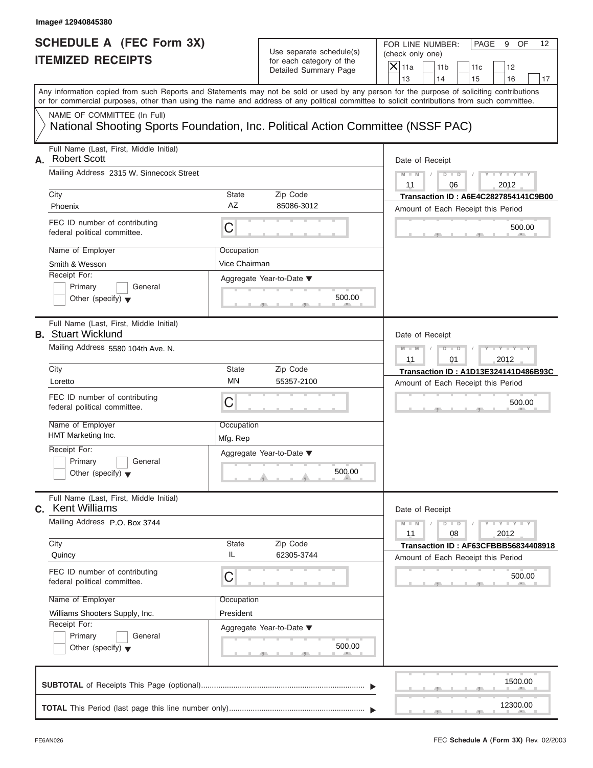Image# 12940845380

# SCHEDULE A (FEC Form 3X) ITEMIZED RECEIPTS

Use separate schedule(s) for each category of the Detailed Summary Page

FOR LINE NUMBER: (check only one)

- [X] 11a
- [ ] 11b
- [ ] 11c
- [ ] 12
- [ ] 13
- [ ] 14
- [ ] 15
- [ ] 16
- [ ] 17

Any information copied from such Reports and Statements may not be sold or used by any person for the purpose of soliciting contributions or for commercial purposes, other than using the name and address of any political committee to solicit contributions from such committee.

NAME OF COMMITTEE (In Full)

National Shooting Sports Foundation, Inc. Political Action Committee (NSSF PAC)

---

**A.** Full Name (Last, First, Middle Initial): Robert Scott

Mailing Address: 2315 W. Sinnecock Street

City: Phoenix | State: AZ | Zip Code: 85086-3012

FEC ID number of contributing federal political committee: C

Name of Employer: Smith & Wesson

Occupation: Vice Chairman

Receipt For: Primary / General / Other (specify)

Aggregate Year-to-Date: 500.00

Date of Receipt: 11 / 06 / 2012

Transaction ID : A6E4C2827854141C9B00

Amount of Each Receipt this Period: 500.00

---

**B.** Full Name (Last, First, Middle Initial): Stuart Wicklund

Mailing Address: 5580 104th Ave. N.

City: Loretto | State: MN | Zip Code: 55357-2100

FEC ID number of contributing federal political committee: C

Name of Employer: HMT Marketing Inc.

Occupation: Mfg. Rep

Receipt For: Primary / General / Other (specify)

Aggregate Year-to-Date: 500.00

Date of Receipt: 11 / 01 / 2012

Transaction ID : A1D13E324141D486B93C

Amount of Each Receipt this Period: 500.00

---

**C.** Full Name (Last, First, Middle Initial): Kent Williams

Mailing Address: P.O. Box 3744

City: Quincy | State: IL | Zip Code: 62305-3744

FEC ID number of contributing federal political committee: C

Name of Employer: Williams Shooters Supply, Inc.

Occupation: President

Receipt For: Primary / General / Other (specify)

Aggregate Year-to-Date: 500.00

Date of Receipt: 11 / 08 / 2012

Transaction ID : AF63CFBBB56834408918

Amount of Each Receipt this Period: 500.00

---

**SUBTOTAL** of Receipts This Page (optional): 1500.00

**TOTAL** This Period (last page this line number only): 12300.00

FE6AN026

FEC **Schedule A** (Form 3X) Rev. 02/2003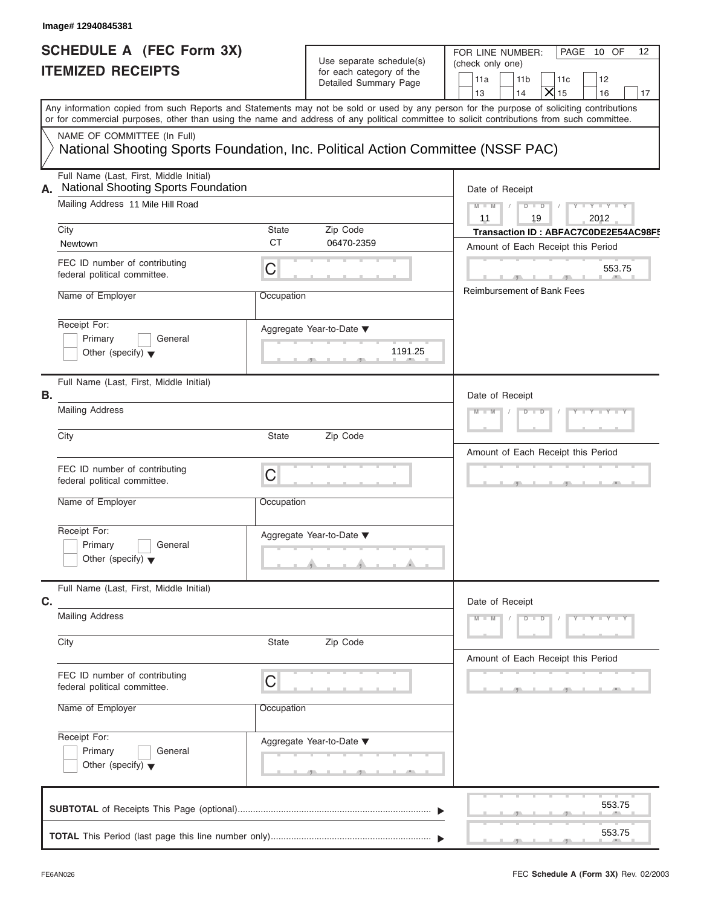Image# 12940845381

# SCHEDULE A (FEC Form 3X)
# ITEMIZED RECEIPTS

Use separate schedule(s) for each category of the Detailed Summary Page

FOR LINE NUMBER: (check only one)

| | | | | |
|---|---|---|---|---|
| 11a | 11b | 11c | 12 | |
| 13 | 14 | X 15 | 16 | 17 |

PAGE 10 OF 12

Any information copied from such Reports and Statements may not be sold or used by any person for the purpose of soliciting contributions or for commercial purposes, other than using the name and address of any political committee to solicit contributions from such committee.

NAME OF COMMITTEE (In Full)
National Shooting Sports Foundation, Inc. Political Action Committee (NSSF PAC)

**A.** Full Name (Last, First, Middle Initial): National Shooting Sports Foundation

Mailing Address: 11 Mile Hill Road

City: Newtown | State: CT | Zip Code: 06470-2359

FEC ID number of contributing federal political committee: C

Name of Employer:

Occupation:

Receipt For: Primary / General / Other (specify)

Aggregate Year-to-Date: 1191.25

Date of Receipt: 11 / 19 / 2012

Transaction ID : ABFAC7C0DE2E54AC98F5

Amount of Each Receipt this Period: 553.75

Reimbursement of Bank Fees

**B.** Full Name (Last, First, Middle Initial):

Mailing Address:

City: | State: | Zip Code:

FEC ID number of contributing federal political committee: C

Name of Employer:

Occupation:

Receipt For: Primary / General / Other (specify)

Aggregate Year-to-Date:

Date of Receipt:

Amount of Each Receipt this Period:

**C.** Full Name (Last, First, Middle Initial):

Mailing Address:

City: | State: | Zip Code:

FEC ID number of contributing federal political committee: C

Name of Employer:

Occupation:

Receipt For: Primary / General / Other (specify)

Aggregate Year-to-Date:

Date of Receipt:

Amount of Each Receipt this Period:

**SUBTOTAL** of Receipts This Page (optional): 553.75

**TOTAL** This Period (last page this line number only): 553.75

FE6AN026

FEC **Schedule A** (Form 3X) Rev. 02/2003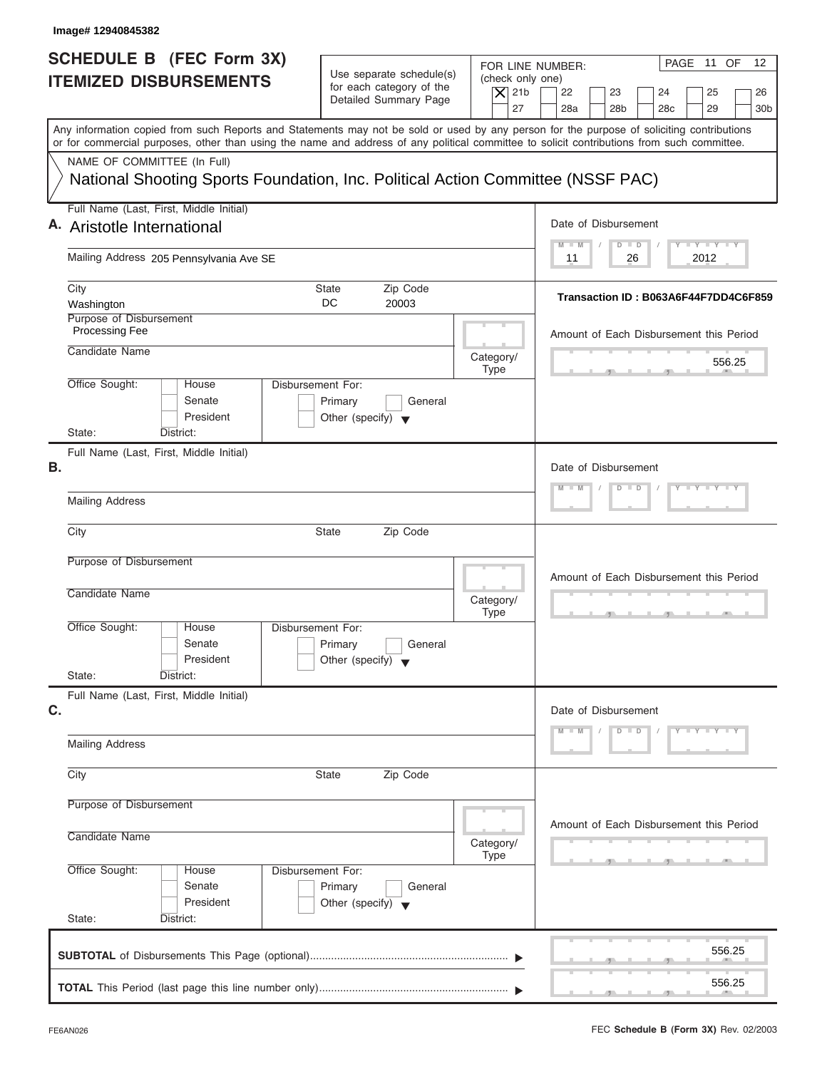Image# 12940845382

# SCHEDULE B (FEC Form 3X) ITEMIZED DISBURSEMENTS

Use separate schedule(s) for each category of the Detailed Summary Page

FOR LINE NUMBER: (check only one)

- [X] 21b
- [ ] 22
- [ ] 23
- [ ] 24
- [ ] 25
- [ ] 26
- [ ] 27
- [ ] 28a
- [ ] 28b
- [ ] 28c
- [ ] 29
- [ ] 30b

PAGE 11 OF 12

Any information copied from such Reports and Statements may not be sold or used by any person for the purpose of soliciting contributions or for commercial purposes, other than using the name and address of any political committee to solicit contributions from such committee.

NAME OF COMMITTEE (In Full)

National Shooting Sports Foundation, Inc. Political Action Committee (NSSF PAC)

**A.** Full Name (Last, First, Middle Initial): Aristotle International

Mailing Address: 205 Pennsylvania Ave SE

City: Washington | State: DC | Zip Code: 20003

Purpose of Disbursement: Processing Fee

Candidate Name:

Category/Type:

Office Sought: [ ] House [ ] Senate [ ] President

State: District:

Disbursement For: [ ] Primary [ ] General [ ] Other (specify)

Date of Disbursement: 11 / 26 / 2012

Transaction ID : B063A6F44F7DD4C6F859

Amount of Each Disbursement this Period: 556.25

**B.** Full Name (Last, First, Middle Initial):

Mailing Address:

City: | State: | Zip Code:

Purpose of Disbursement:

Candidate Name:

Category/Type:

Office Sought: [ ] House [ ] Senate [ ] President

State: District:

Disbursement For: [ ] Primary [ ] General [ ] Other (specify)

Date of Disbursement:

Amount of Each Disbursement this Period:

**C.** Full Name (Last, First, Middle Initial):

Mailing Address:

City: | State: | Zip Code:

Purpose of Disbursement:

Candidate Name:

Category/Type:

Office Sought: [ ] House [ ] Senate [ ] President

State: District:

Disbursement For: [ ] Primary [ ] General [ ] Other (specify)

Date of Disbursement:

Amount of Each Disbursement this Period:

**SUBTOTAL** of Disbursements This Page (optional) ▶ 556.25

**TOTAL** This Period (last page this line number only) ▶ 556.25

FE6AN026

FEC **Schedule B (Form 3X)** Rev. 02/2003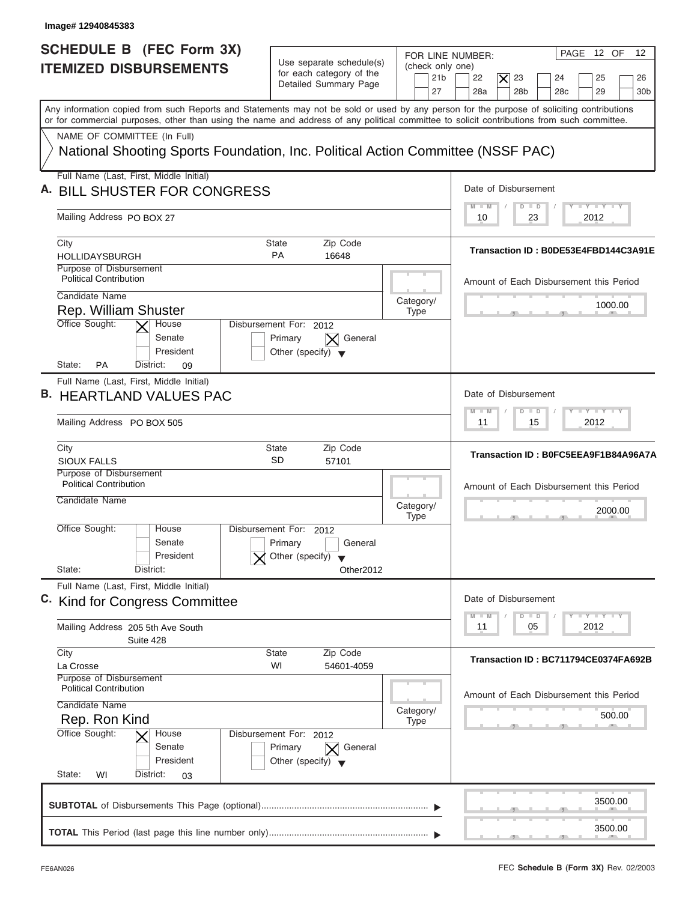Image# 12940845383

# SCHEDULE B (FEC Form 3X) ITEMIZED DISBURSEMENTS

Use separate schedule(s) for each category of the Detailed Summary Page

FOR LINE NUMBER: (check only one)
21b, 22, [X] 23, 24, 25, 26, 27, 28a, 28b, 28c, 29, 30b

PAGE 12 OF 12

Any information copied from such Reports and Statements may not be sold or used by any person for the purpose of soliciting contributions or for commercial purposes, other than using the name and address of any political committee to solicit contributions from such committee.

NAME OF COMMITTEE (In Full)

National Shooting Sports Foundation, Inc. Political Action Committee (NSSF PAC)

---

**A.** Full Name (Last, First, Middle Initial): BILL SHUSTER FOR CONGRESS

Mailing Address: PO BOX 27

City: HOLLIDAYSBURGH | State: PA | Zip Code: 16648

Purpose of Disbursement: Political Contribution

Candidate Name: Rep. William Shuster

Office Sought: [X] House | State: PA | District: 09

Disbursement For: 2012 [X] General

Date of Disbursement: 10/23/2012

Transaction ID : B0DE53E4FBD144C3A91E

Amount of Each Disbursement this Period: 1000.00

---

**B.** Full Name (Last, First, Middle Initial): HEARTLAND VALUES PAC

Mailing Address: PO BOX 505

City: SIOUX FALLS | State: SD | Zip Code: 57101

Purpose of Disbursement: Political Contribution

Candidate Name:

Office Sought: | State: | District:

Disbursement For: 2012 [X] Other (specify) Other2012

Date of Disbursement: 11/15/2012

Transaction ID : B0FC5EEA9F1B84A96A7A

Amount of Each Disbursement this Period: 2000.00

---

**C.** Full Name (Last, First, Middle Initial): Kind for Congress Committee

Mailing Address: 205 5th Ave South, Suite 428

City: La Crosse | State: WI | Zip Code: 54601-4059

Purpose of Disbursement: Political Contribution

Candidate Name: Rep. Ron Kind

Office Sought: [X] House | State: WI | District: 03

Disbursement For: 2012 [X] General

Date of Disbursement: 11/05/2012

Transaction ID : BC711794CE0374FA692B

Amount of Each Disbursement this Period: 500.00

---

**SUBTOTAL** of Disbursements This Page (optional): 3500.00

**TOTAL** This Period (last page this line number only): 3500.00

FE6AN026 — FEC **Schedule B (Form 3X)** Rev. 02/2003